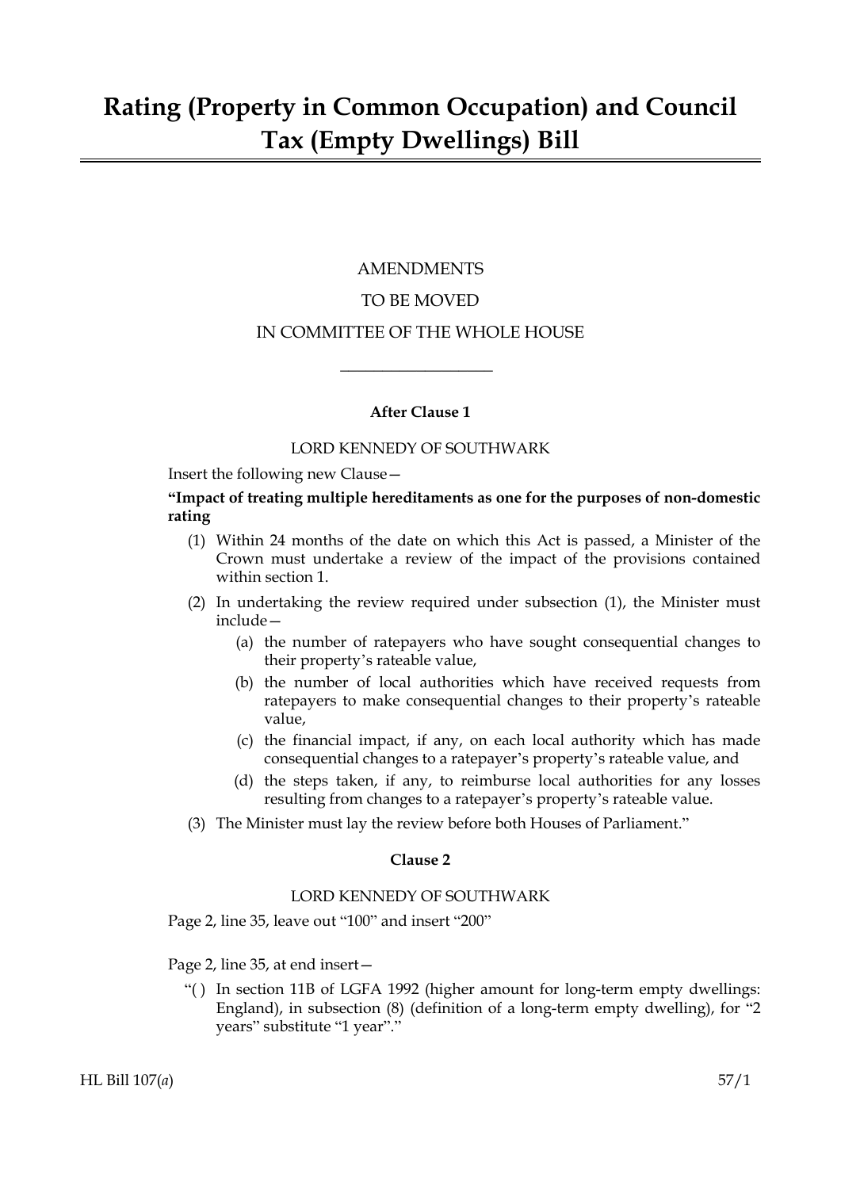# Rating (Property in Common Occupation) and Council Tax (Empty Dwellings) Bill

AMENDMENTS

TO BE MOVED

IN COMMITTEE OF THE WHOLE HOUSE

---

**After Clause 1**

LORD KENNEDY OF SOUTHWARK

Insert the following new Clause—

**"Impact of treating multiple hereditaments as one for the purposes of non-domestic rating**

(1) Within 24 months of the date on which this Act is passed, a Minister of the Crown must undertake a review of the impact of the provisions contained within section 1.

(2) In undertaking the review required under subsection (1), the Minister must include—

(a) the number of ratepayers who have sought consequential changes to their property's rateable value,

(b) the number of local authorities which have received requests from ratepayers to make consequential changes to their property's rateable value,

(c) the financial impact, if any, on each local authority which has made consequential changes to a ratepayer's property's rateable value, and

(d) the steps taken, if any, to reimburse local authorities for any losses resulting from changes to a ratepayer's property's rateable value.

(3) The Minister must lay the review before both Houses of Parliament."

**Clause 2**

LORD KENNEDY OF SOUTHWARK

Page 2, line 35, leave out "100" and insert "200"

Page 2, line 35, at end insert—

"( ) In section 11B of LGFA 1992 (higher amount for long-term empty dwellings: England), in subsection (8) (definition of a long-term empty dwelling), for "2 years" substitute "1 year"."

HL Bill 107(*a*) 57/1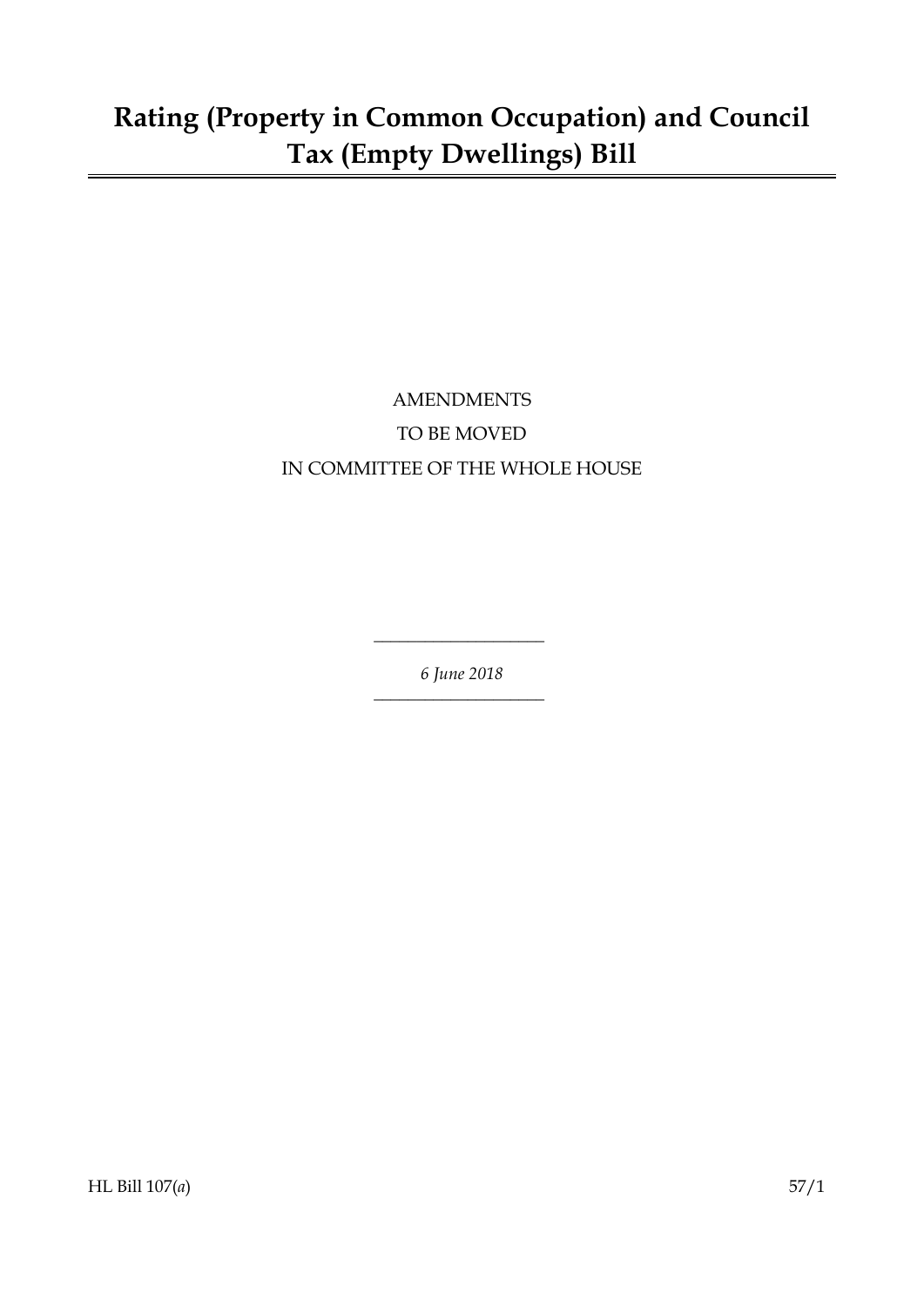# Rating (Property in Common Occupation) and Council Tax (Empty Dwellings) Bill

AMENDMENTS

TO BE MOVED

IN COMMITTEE OF THE WHOLE HOUSE

---

*6 June 2018*

---

HL Bill 107(*a*) 57/1